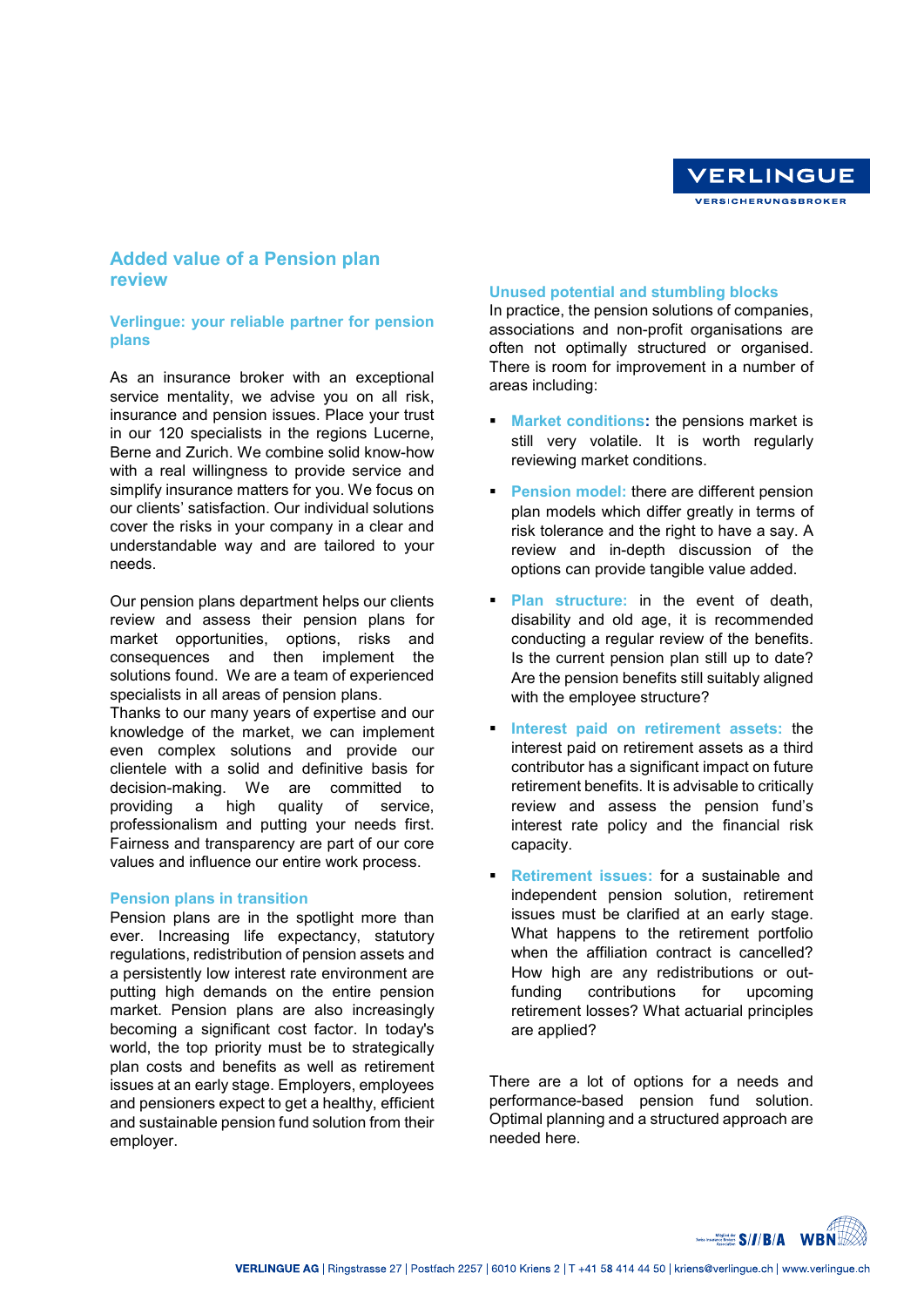# Added value of a Pension plan review

## Verlingue: your reliable partner for pension plans

As an insurance broker with an exceptional service mentality, we advise you on all risk, insurance and pension issues. Place your trust in our 120 specialists in the regions Lucerne, Berne and Zurich. We combine solid know-how with a real willingness to provide service and simplify insurance matters for you. We focus on our clients' satisfaction. Our individual solutions cover the risks in your company in a clear and understandable way and are tailored to your needs.

Our pension plans department helps our clients review and assess their pension plans for market opportunities, options, risks and consequences and then implement the solutions found. We are a team of experienced specialists in all areas of pension plans.
Thanks to our many years of expertise and our knowledge of the market, we can implement even complex solutions and provide our clientele with a solid and definitive basis for decision-making. We are committed to providing a high quality of service, professionalism and putting your needs first. Fairness and transparency are part of our core values and influence our entire work process.

## Pension plans in transition

Pension plans are in the spotlight more than ever. Increasing life expectancy, statutory regulations, redistribution of pension assets and a persistently low interest rate environment are putting high demands on the entire pension market. Pension plans are also increasingly becoming a significant cost factor. In today's world, the top priority must be to strategically plan costs and benefits as well as retirement issues at an early stage. Employers, employees and pensioners expect to get a healthy, efficient and sustainable pension fund solution from their employer.

## Unused potential and stumbling blocks

In practice, the pension solutions of companies, associations and non-profit organisations are often not optimally structured or organised. There is room for improvement in a number of areas including:

- **Market conditions:** the pensions market is still very volatile. It is worth regularly reviewing market conditions.
- **Pension model:** there are different pension plan models which differ greatly in terms of risk tolerance and the right to have a say. A review and in-depth discussion of the options can provide tangible value added.
- **Plan structure:** in the event of death, disability and old age, it is recommended conducting a regular review of the benefits. Is the current pension plan still up to date? Are the pension benefits still suitably aligned with the employee structure?
- **Interest paid on retirement assets:** the interest paid on retirement assets as a third contributor has a significant impact on future retirement benefits. It is advisable to critically review and assess the pension fund's interest rate policy and the financial risk capacity.
- **Retirement issues:** for a sustainable and independent pension solution, retirement issues must be clarified at an early stage. What happens to the retirement portfolio when the affiliation contract is cancelled? How high are any redistributions or out-funding contributions for upcoming retirement losses? What actuarial principles are applied?

There are a lot of options for a needs and performance-based pension fund solution. Optimal planning and a structured approach are needed here.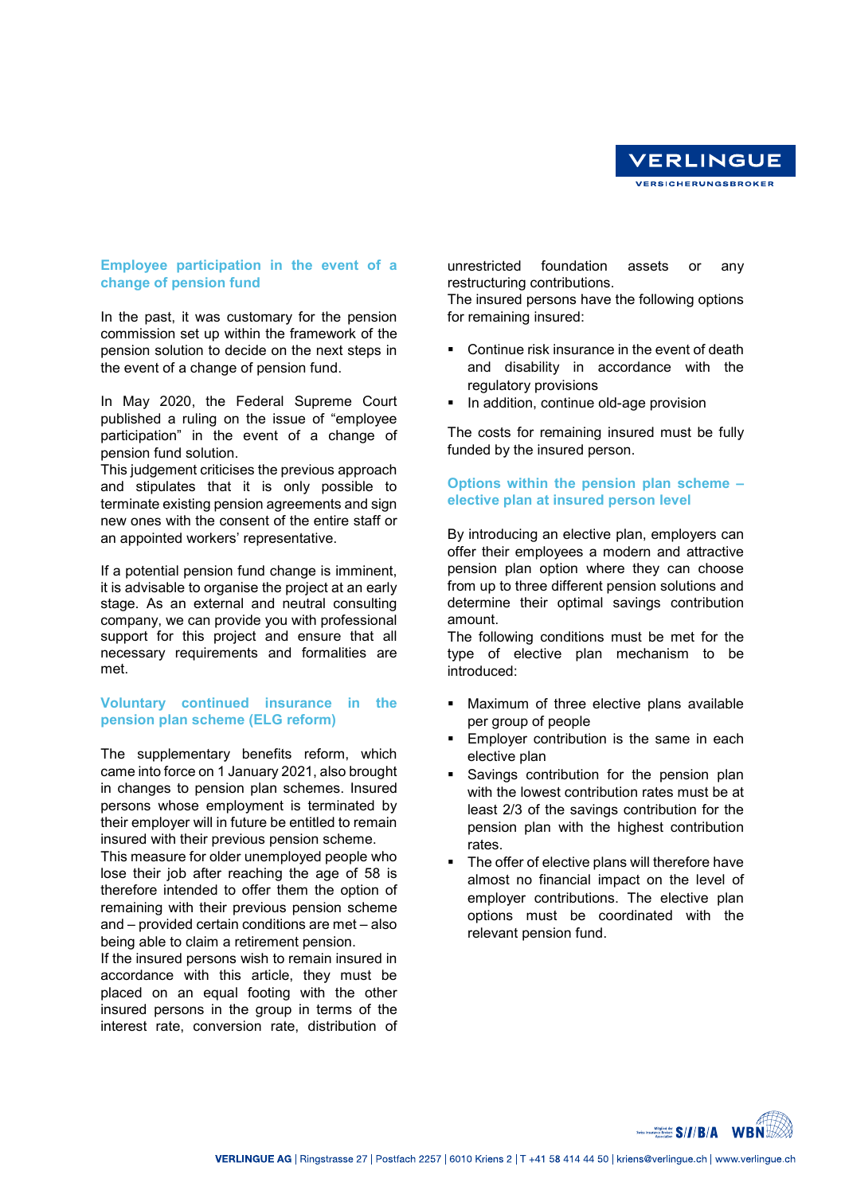## Employee participation in the event of a change of pension fund

In the past, it was customary for the pension commission set up within the framework of the pension solution to decide on the next steps in the event of a change of pension fund.

In May 2020, the Federal Supreme Court published a ruling on the issue of "employee participation" in the event of a change of pension fund solution.
This judgement criticises the previous approach and stipulates that it is only possible to terminate existing pension agreements and sign new ones with the consent of the entire staff or an appointed workers' representative.

If a potential pension fund change is imminent, it is advisable to organise the project at an early stage. As an external and neutral consulting company, we can provide you with professional support for this project and ensure that all necessary requirements and formalities are met.

## Voluntary continued insurance in the pension plan scheme (ELG reform)

The supplementary benefits reform, which came into force on 1 January 2021, also brought in changes to pension plan schemes. Insured persons whose employment is terminated by their employer will in future be entitled to remain insured with their previous pension scheme.
This measure for older unemployed people who lose their job after reaching the age of 58 is therefore intended to offer them the option of remaining with their previous pension scheme and – provided certain conditions are met – also being able to claim a retirement pension.
If the insured persons wish to remain insured in accordance with this article, they must be placed on an equal footing with the other insured persons in the group in terms of the interest rate, conversion rate, distribution of unrestricted foundation assets or any restructuring contributions.
The insured persons have the following options for remaining insured:

- Continue risk insurance in the event of death and disability in accordance with the regulatory provisions
- In addition, continue old-age provision

The costs for remaining insured must be fully funded by the insured person.

## Options within the pension plan scheme – elective plan at insured person level

By introducing an elective plan, employers can offer their employees a modern and attractive pension plan option where they can choose from up to three different pension solutions and determine their optimal savings contribution amount.
The following conditions must be met for the type of elective plan mechanism to be introduced:

- Maximum of three elective plans available per group of people
- Employer contribution is the same in each elective plan
- Savings contribution for the pension plan with the lowest contribution rates must be at least 2/3 of the savings contribution for the pension plan with the highest contribution rates.
- The offer of elective plans will therefore have almost no financial impact on the level of employer contributions. The elective plan options must be coordinated with the relevant pension fund.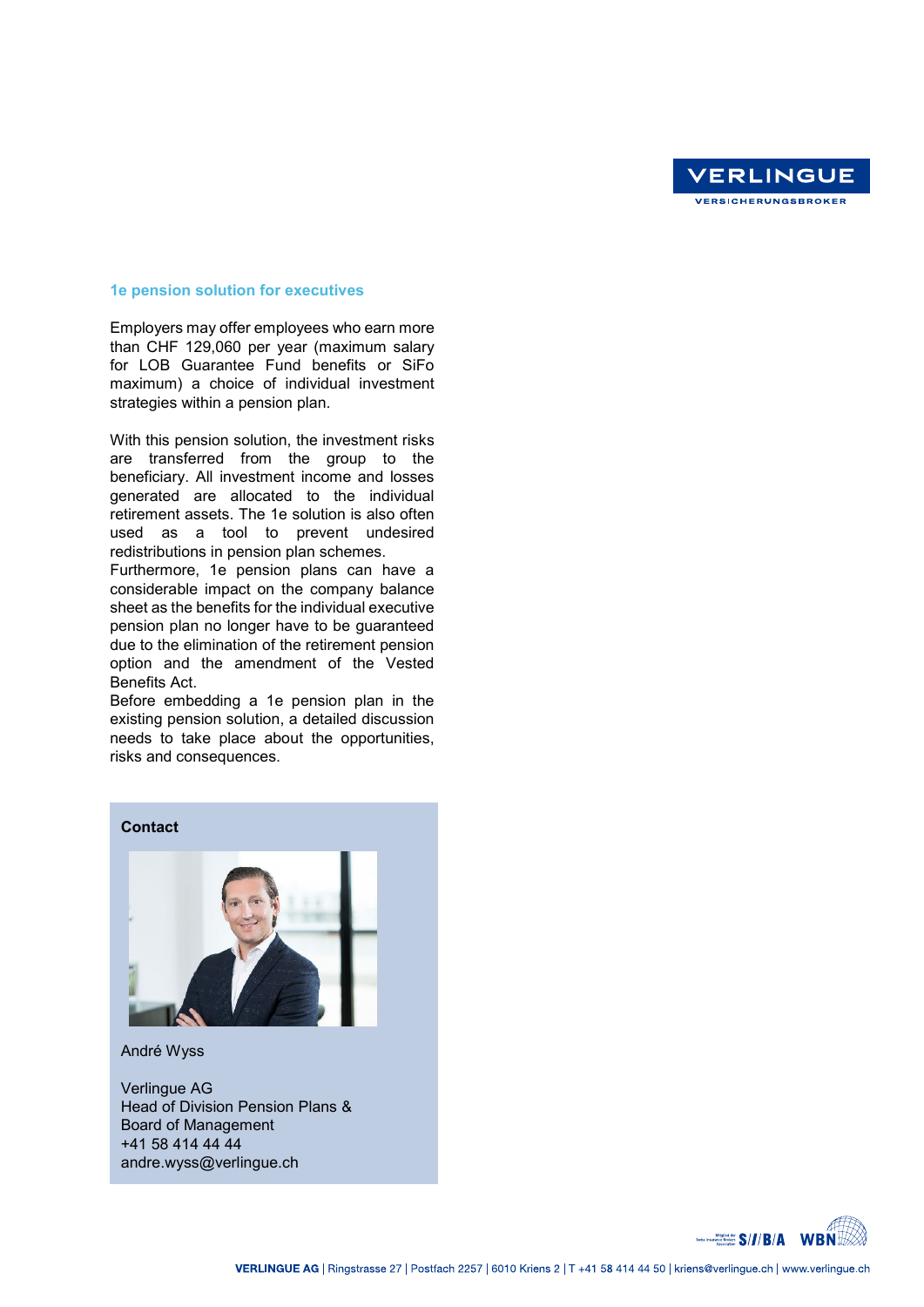## 1e pension solution for executives

Employers may offer employees who earn more than CHF 129,060 per year (maximum salary for LOB Guarantee Fund benefits or SiFo maximum) a choice of individual investment strategies within a pension plan.

With this pension solution, the investment risks are transferred from the group to the beneficiary. All investment income and losses generated are allocated to the individual retirement assets. The 1e solution is also often used as a tool to prevent undesired redistributions in pension plan schemes.
Furthermore, 1e pension plans can have a considerable impact on the company balance sheet as the benefits for the individual executive pension plan no longer have to be guaranteed due to the elimination of the retirement pension option and the amendment of the Vested Benefits Act.
Before embedding a 1e pension plan in the existing pension solution, a detailed discussion needs to take place about the opportunities, risks and consequences.

**Contact**

André Wyss

Verlingue AG
Head of Division Pension Plans &
Board of Management
+41 58 414 44 44
andre.wyss@verlingue.ch